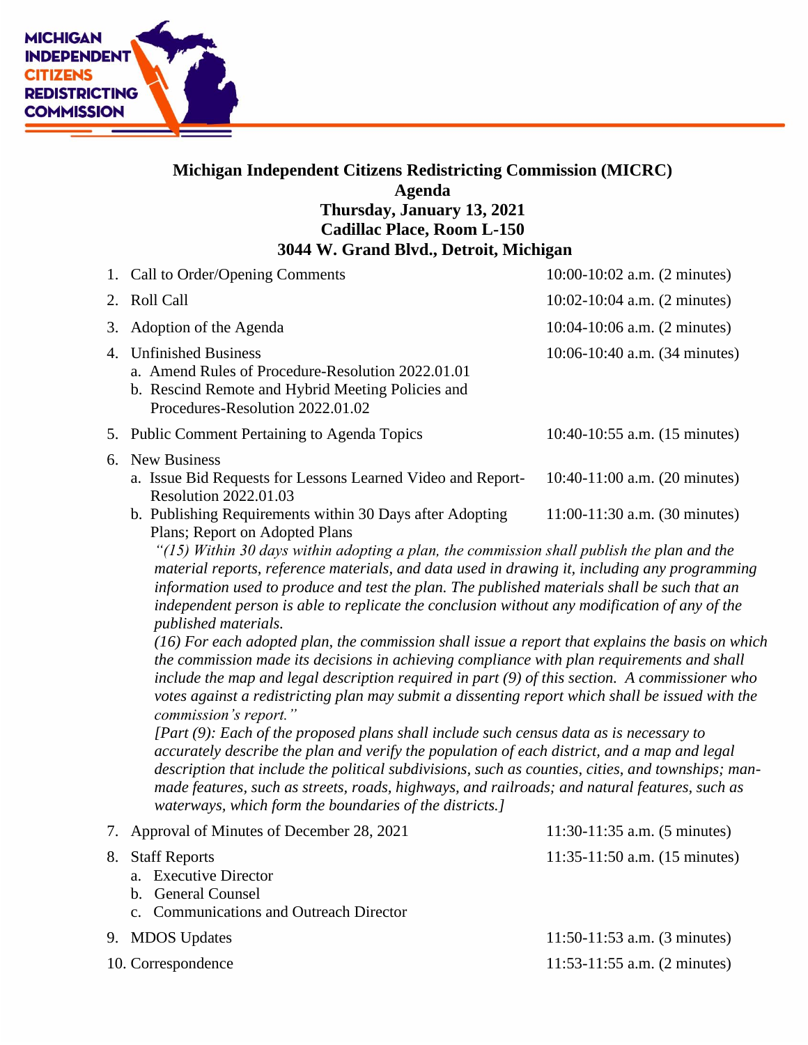MICHIGAN INDEPENDENT CITIZENS REDISTRICTING COMMISSION

# Michigan Independent Citizens Redistricting Commission (MICRC)
## Agenda
### Thursday, January 13, 2021
### Cadillac Place, Room L-150
### 3044 W. Grand Blvd., Detroit, Michigan

1. Call to Order/Opening Comments — 10:00-10:02 a.m. (2 minutes)
2. Roll Call — 10:02-10:04 a.m. (2 minutes)
3. Adoption of the Agenda — 10:04-10:06 a.m. (2 minutes)
4. Unfinished Business — 10:06-10:40 a.m. (34 minutes)
   a. Amend Rules of Procedure-Resolution 2022.01.01
   b. Rescind Remote and Hybrid Meeting Policies and Procedures-Resolution 2022.01.02
5. Public Comment Pertaining to Agenda Topics — 10:40-10:55 a.m. (15 minutes)
6. New Business
   a. Issue Bid Requests for Lessons Learned Video and Report-Resolution 2022.01.03 — 10:40-11:00 a.m. (20 minutes)
   b. Publishing Requirements within 30 Days after Adopting Plans; Report on Adopted Plans — 11:00-11:30 a.m. (30 minutes)

      *"(15) Within 30 days within adopting a plan, the commission shall publish the plan and the material reports, reference materials, and data used in drawing it, including any programming information used to produce and test the plan. The published materials shall be such that an independent person is able to replicate the conclusion without any modification of any of the published materials.*

      *(16) For each adopted plan, the commission shall issue a report that explains the basis on which the commission made its decisions in achieving compliance with plan requirements and shall include the map and legal description required in part (9) of this section. A commissioner who votes against a redistricting plan may submit a dissenting report which shall be issued with the commission's report."*

      *[Part (9): Each of the proposed plans shall include such census data as is necessary to accurately describe the plan and verify the population of each district, and a map and legal description that include the political subdivisions, such as counties, cities, and townships; man-made features, such as streets, roads, highways, and railroads; and natural features, such as waterways, which form the boundaries of the districts.]*
7. Approval of Minutes of December 28, 2021 — 11:30-11:35 a.m. (5 minutes)
8. Staff Reports — 11:35-11:50 a.m. (15 minutes)
   a. Executive Director
   b. General Counsel
   c. Communications and Outreach Director
9. MDOS Updates — 11:50-11:53 a.m. (3 minutes)
10. Correspondence — 11:53-11:55 a.m. (2 minutes)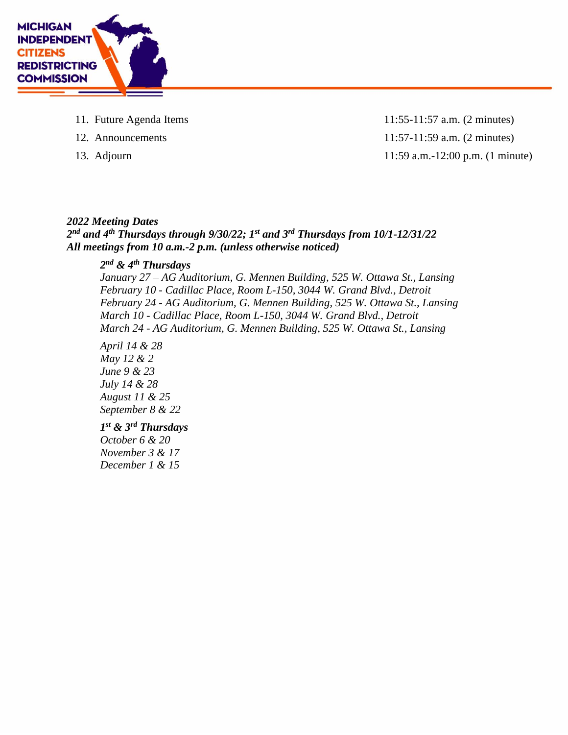11. Future Agenda Items 11:55-11:57 a.m. (2 minutes)
12. Announcements 11:57-11:59 a.m. (2 minutes)
13. Adjourn 11:59 a.m.-12:00 p.m. (1 minute)

***2022 Meeting Dates***
***2nd and 4th Thursdays through 9/30/22; 1st and 3rd Thursdays from 10/1-12/31/22***
***All meetings from 10 a.m.-2 p.m. (unless otherwise noticed)***

***2nd & 4th Thursdays***
*January 27 – AG Auditorium, G. Mennen Building, 525 W. Ottawa St., Lansing*
*February 10 - Cadillac Place, Room L-150, 3044 W. Grand Blvd., Detroit*
*February 24 - AG Auditorium, G. Mennen Building, 525 W. Ottawa St., Lansing*
*March 10 - Cadillac Place, Room L-150, 3044 W. Grand Blvd., Detroit*
*March 24 - AG Auditorium, G. Mennen Building, 525 W. Ottawa St., Lansing*

*April 14 & 28*
*May 12 & 2*
*June 9 & 23*
*July 14 & 28*
*August 11 & 25*
*September 8 & 22*

***1st & 3rd Thursdays***
*October 6 & 20*
*November 3 & 17*
*December 1 & 15*